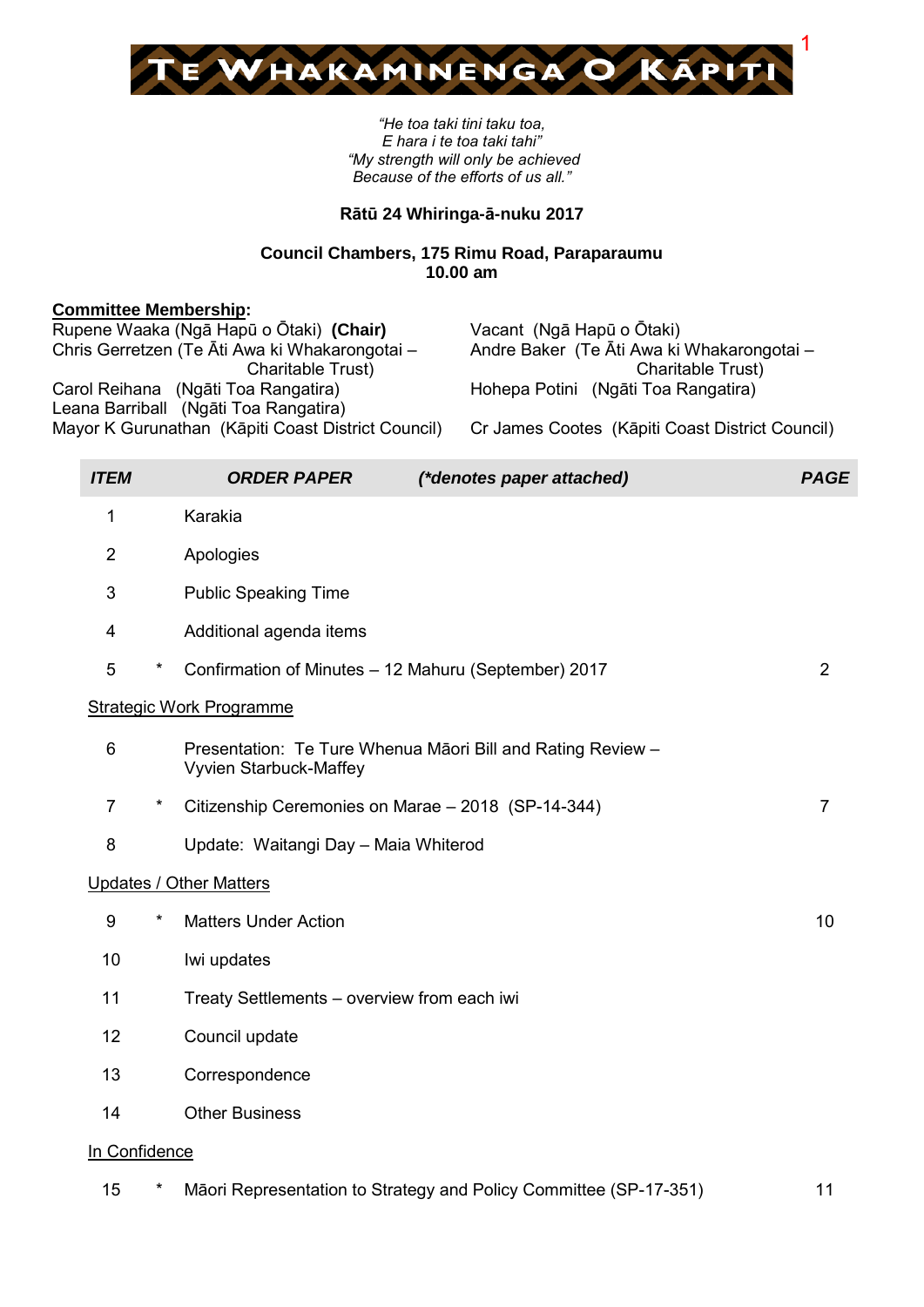# TE WHAKAMINENGA O KĀPITI

*"He toa taki tini taku toa,*
*E hara i te toa taki tahi"*
*"My strength will only be achieved*
*Because of the efforts of us all."*

**Rātū 24 Whiringa-ā-nuku 2017**

**Council Chambers, 175 Rimu Road, Paraparaumu**
**10.00 am**

**Committee Membership:**

Rupene Waaka (Ngā Hapū o Ōtaki) **(Chair)**
Chris Gerretzen (Te Āti Awa ki Whakarongotai – Charitable Trust)
Carol Reihana (Ngāti Toa Rangatira)
Leana Barriball (Ngāti Toa Rangatira)
Mayor K Gurunathan (Kāpiti Coast District Council)

Vacant (Ngā Hapū o Ōtaki)
Andre Baker (Te Āti Awa ki Whakarongotai – Charitable Trust)
Hohepa Potini (Ngāti Toa Rangatira)
Cr James Cootes (Kāpiti Coast District Council)

| *ITEM* | | *ORDER PAPER (\*denotes paper attached)* | *PAGE* |
|---|---|---|---|
| 1 | | Karakia | |
| 2 | | Apologies | |
| 3 | | Public Speaking Time | |
| 4 | | Additional agenda items | |
| 5 | * | Confirmation of Minutes – 12 Mahuru (September) 2017 | 2 |
| Strategic Work Programme | | | |
| 6 | | Presentation: Te Ture Whenua Māori Bill and Rating Review – Vyvien Starbuck-Maffey | |
| 7 | * | Citizenship Ceremonies on Marae – 2018 (SP-14-344) | 7 |
| 8 | | Update: Waitangi Day – Maia Whiterod | |
| Updates / Other Matters | | | |
| 9 | * | Matters Under Action | 10 |
| 10 | | Iwi updates | |
| 11 | | Treaty Settlements – overview from each iwi | |
| 12 | | Council update | |
| 13 | | Correspondence | |
| 14 | | Other Business | |
| In Confidence | | | |
| 15 | * | Māori Representation to Strategy and Policy Committee (SP-17-351) | 11 |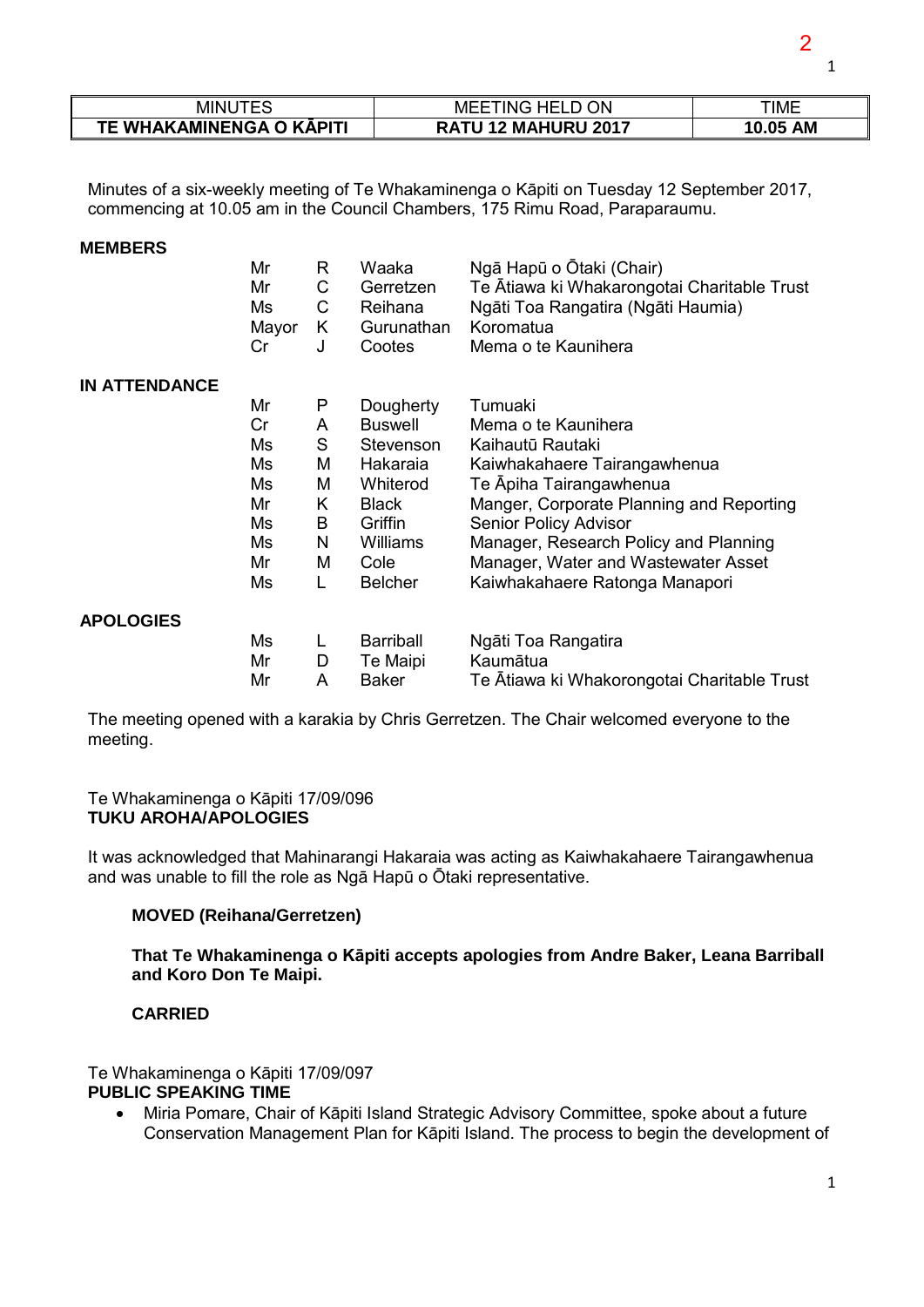| MINUTES | MEETING HELD ON | TIME |
| --- | --- | --- |
| **TE WHAKAMINENGA O KĀPITI** | **RATU 12 MAHURU 2017** | **10.05 AM** |

Minutes of a six-weekly meeting of Te Whakaminenga o Kāpiti on Tuesday 12 September 2017, commencing at 10.05 am in the Council Chambers, 175 Rimu Road, Paraparaumu.

**MEMBERS**

| | | | |
| --- | --- | --- | --- |
| Mr | R | Waaka | Ngā Hapū o Ōtaki (Chair) |
| Mr | C | Gerretzen | Te Ātiawa ki Whakarongotai Charitable Trust |
| Ms | C | Reihana | Ngāti Toa Rangatira (Ngāti Haumia) |
| Mayor | K | Gurunathan | Koromatua |
| Cr | J | Cootes | Mema o te Kaunihera |

**IN ATTENDANCE**

| | | | |
| --- | --- | --- | --- |
| Mr | P | Dougherty | Tumuaki |
| Cr | A | Buswell | Mema o te Kaunihera |
| Ms | S | Stevenson | Kaihautū Rautaki |
| Ms | M | Hakaraia | Kaiwhakahaere Tairangawhenua |
| Ms | M | Whiterod | Te Āpiha Tairangawhenua |
| Mr | K | Black | Manger, Corporate Planning and Reporting |
| Ms | B | Griffin | Senior Policy Advisor |
| Ms | N | Williams | Manager, Research Policy and Planning |
| Mr | M | Cole | Manager, Water and Wastewater Asset |
| Ms | L | Belcher | Kaiwhakahaere Ratonga Manapori |

**APOLOGIES**

| | | | |
| --- | --- | --- | --- |
| Ms | L | Barriball | Ngāti Toa Rangatira |
| Mr | D | Te Maipi | Kaumātua |
| Mr | A | Baker | Te Ātiawa ki Whakorongotai Charitable Trust |

The meeting opened with a karakia by Chris Gerretzen. The Chair welcomed everyone to the meeting.

Te Whakaminenga o Kāpiti 17/09/096
**TUKU AROHA/APOLOGIES**

It was acknowledged that Mahinarangi Hakaraia was acting as Kaiwhakahaere Tairangawhenua and was unable to fill the role as Ngā Hapū o Ōtaki representative.

**MOVED (Reihana/Gerretzen)**

**That Te Whakaminenga o Kāpiti accepts apologies from Andre Baker, Leana Barriball and Koro Don Te Maipi.**

**CARRIED**

Te Whakaminenga o Kāpiti 17/09/097
**PUBLIC SPEAKING TIME**

- Miria Pomare, Chair of Kāpiti Island Strategic Advisory Committee, spoke about a future Conservation Management Plan for Kāpiti Island. The process to begin the development of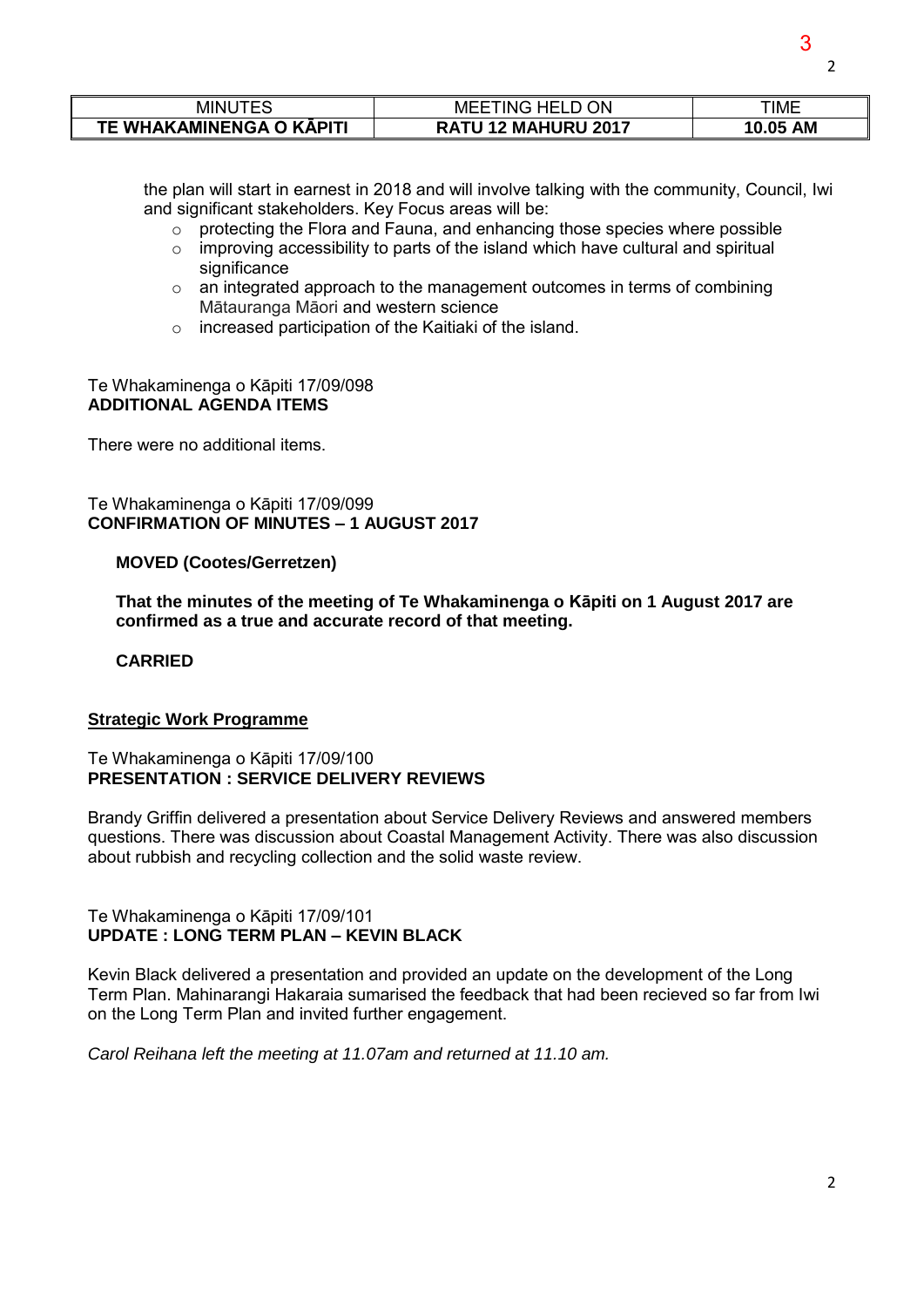| MINUTES | MEETING HELD ON | TIME |
|---|---|---|
| **TE WHAKAMINENGA O KĀPITI** | **RATU 12 MAHURU 2017** | **10.05 AM** |

the plan will start in earnest in 2018 and will involve talking with the community, Council, Iwi and significant stakeholders. Key Focus areas will be:

- protecting the Flora and Fauna, and enhancing those species where possible
- improving accessibility to parts of the island which have cultural and spiritual significance
- an integrated approach to the management outcomes in terms of combining Mātauranga Māori and western science
- increased participation of the Kaitiaki of the island.

Te Whakaminenga o Kāpiti 17/09/098
**ADDITIONAL AGENDA ITEMS**

There were no additional items.

Te Whakaminenga o Kāpiti 17/09/099
**CONFIRMATION OF MINUTES – 1 AUGUST 2017**

**MOVED (Cootes/Gerretzen)**

**That the minutes of the meeting of Te Whakaminenga o Kāpiti on 1 August 2017 are confirmed as a true and accurate record of that meeting.**

**CARRIED**

**Strategic Work Programme**

Te Whakaminenga o Kāpiti 17/09/100
**PRESENTATION : SERVICE DELIVERY REVIEWS**

Brandy Griffin delivered a presentation about Service Delivery Reviews and answered members questions. There was discussion about Coastal Management Activity. There was also discussion about rubbish and recycling collection and the solid waste review.

Te Whakaminenga o Kāpiti 17/09/101
**UPDATE : LONG TERM PLAN – KEVIN BLACK**

Kevin Black delivered a presentation and provided an update on the development of the Long Term Plan. Mahinarangi Hakaraia sumarised the feedback that had been recieved so far from Iwi on the Long Term Plan and invited further engagement.

*Carol Reihana left the meeting at 11.07am and returned at 11.10 am.*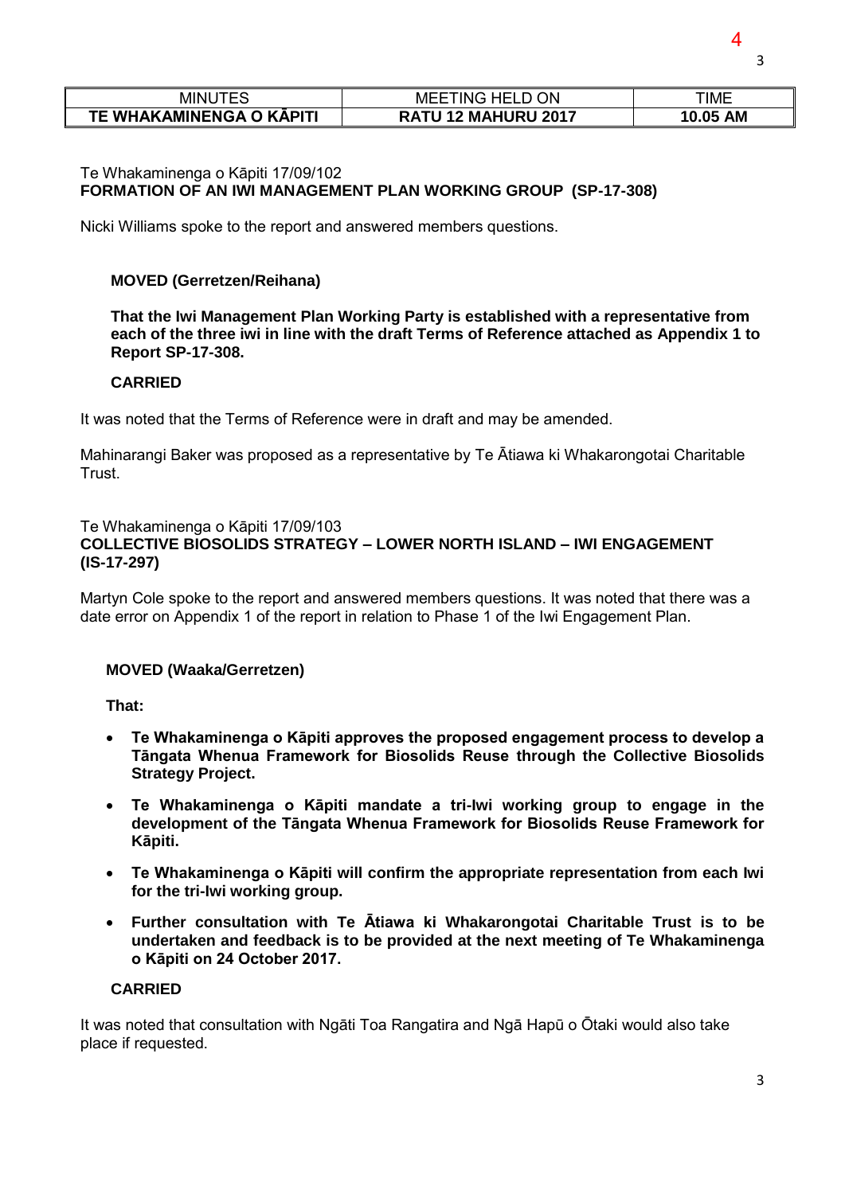| MINUTES | MEETING HELD ON | TIME |
|---|---|---|
| **TE WHAKAMINENGA O KĀPITI** | **RATU 12 MAHURU 2017** | **10.05 AM** |

Te Whakaminenga o Kāpiti 17/09/102
**FORMATION OF AN IWI MANAGEMENT PLAN WORKING GROUP (SP-17-308)**

Nicki Williams spoke to the report and answered members questions.

**MOVED (Gerretzen/Reihana)**

**That the Iwi Management Plan Working Party is established with a representative from each of the three iwi in line with the draft Terms of Reference attached as Appendix 1 to Report SP-17-308.**

**CARRIED**

It was noted that the Terms of Reference were in draft and may be amended.

Mahinarangi Baker was proposed as a representative by Te Ātiawa ki Whakarongotai Charitable Trust.

Te Whakaminenga o Kāpiti 17/09/103
**COLLECTIVE BIOSOLIDS STRATEGY – LOWER NORTH ISLAND – IWI ENGAGEMENT (IS-17-297)**

Martyn Cole spoke to the report and answered members questions. It was noted that there was a date error on Appendix 1 of the report in relation to Phase 1 of the Iwi Engagement Plan.

**MOVED (Waaka/Gerretzen)**

**That:**

- **Te Whakaminenga o Kāpiti approves the proposed engagement process to develop a Tāngata Whenua Framework for Biosolids Reuse through the Collective Biosolids Strategy Project.**
- **Te Whakaminenga o Kāpiti mandate a tri-Iwi working group to engage in the development of the Tāngata Whenua Framework for Biosolids Reuse Framework for Kāpiti.**
- **Te Whakaminenga o Kāpiti will confirm the appropriate representation from each Iwi for the tri-Iwi working group.**
- **Further consultation with Te Ātiawa ki Whakarongotai Charitable Trust is to be undertaken and feedback is to be provided at the next meeting of Te Whakaminenga o Kāpiti on 24 October 2017.**

**CARRIED**

It was noted that consultation with Ngāti Toa Rangatira and Ngā Hapū o Ōtaki would also take place if requested.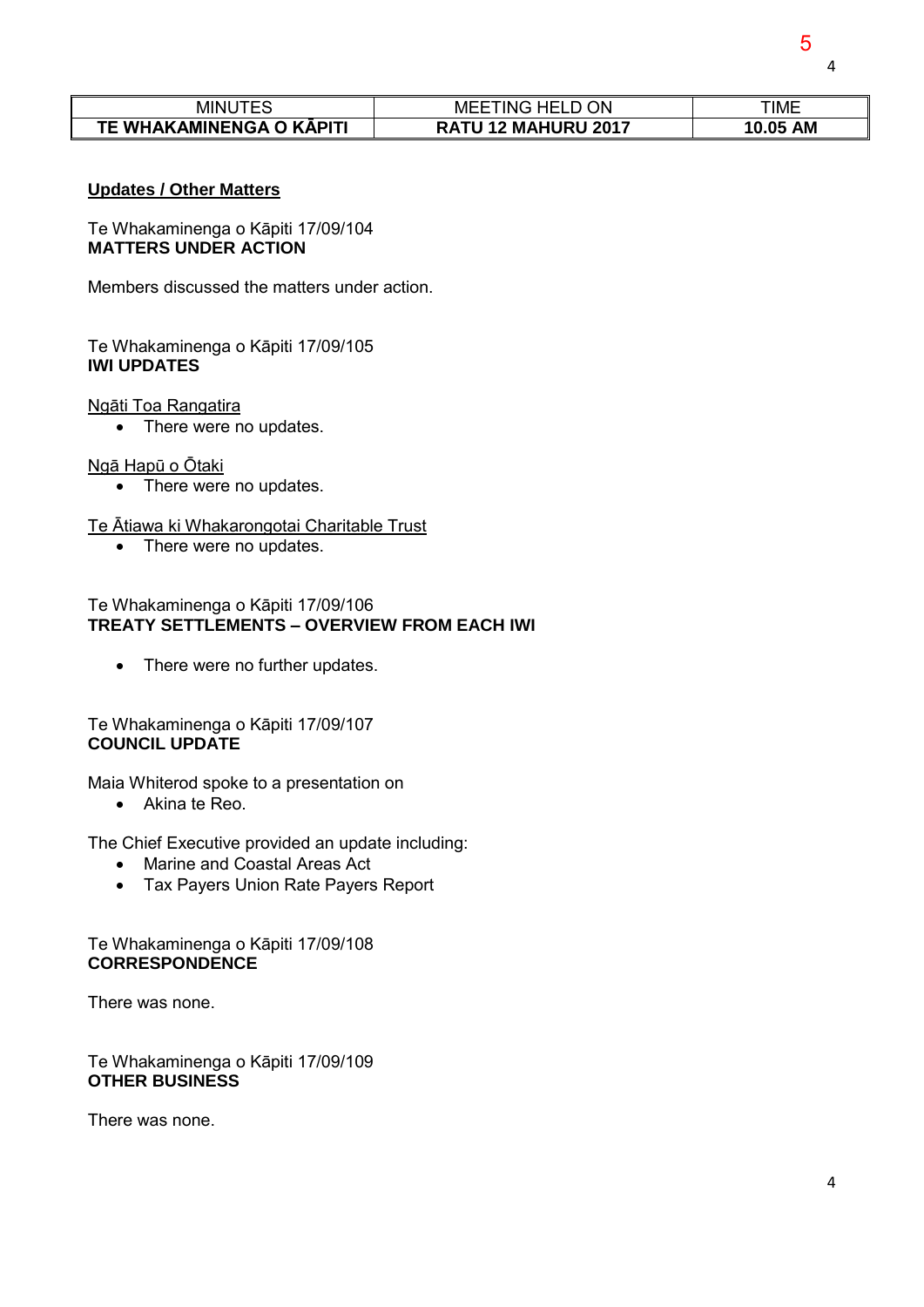| MINUTES | MEETING HELD ON | TIME |
|---|---|---|
| **TE WHAKAMINENGA O KĀPITI** | **RATU 12 MAHURU 2017** | **10.05 AM** |

**Updates / Other Matters**

Te Whakaminenga o Kāpiti 17/09/104
**MATTERS UNDER ACTION**

Members discussed the matters under action.

Te Whakaminenga o Kāpiti 17/09/105
**IWI UPDATES**

Ngāti Toa Rangatira

- There were no updates.

Ngā Hapū o Ōtaki

- There were no updates.

Te Ātiawa ki Whakarongotai Charitable Trust

- There were no updates.

Te Whakaminenga o Kāpiti 17/09/106
**TREATY SETTLEMENTS – OVERVIEW FROM EACH IWI**

- There were no further updates.

Te Whakaminenga o Kāpiti 17/09/107
**COUNCIL UPDATE**

Maia Whiterod spoke to a presentation on

- Akina te Reo.

The Chief Executive provided an update including:

- Marine and Coastal Areas Act
- Tax Payers Union Rate Payers Report

Te Whakaminenga o Kāpiti 17/09/108
**CORRESPONDENCE**

There was none.

Te Whakaminenga o Kāpiti 17/09/109
**OTHER BUSINESS**

There was none.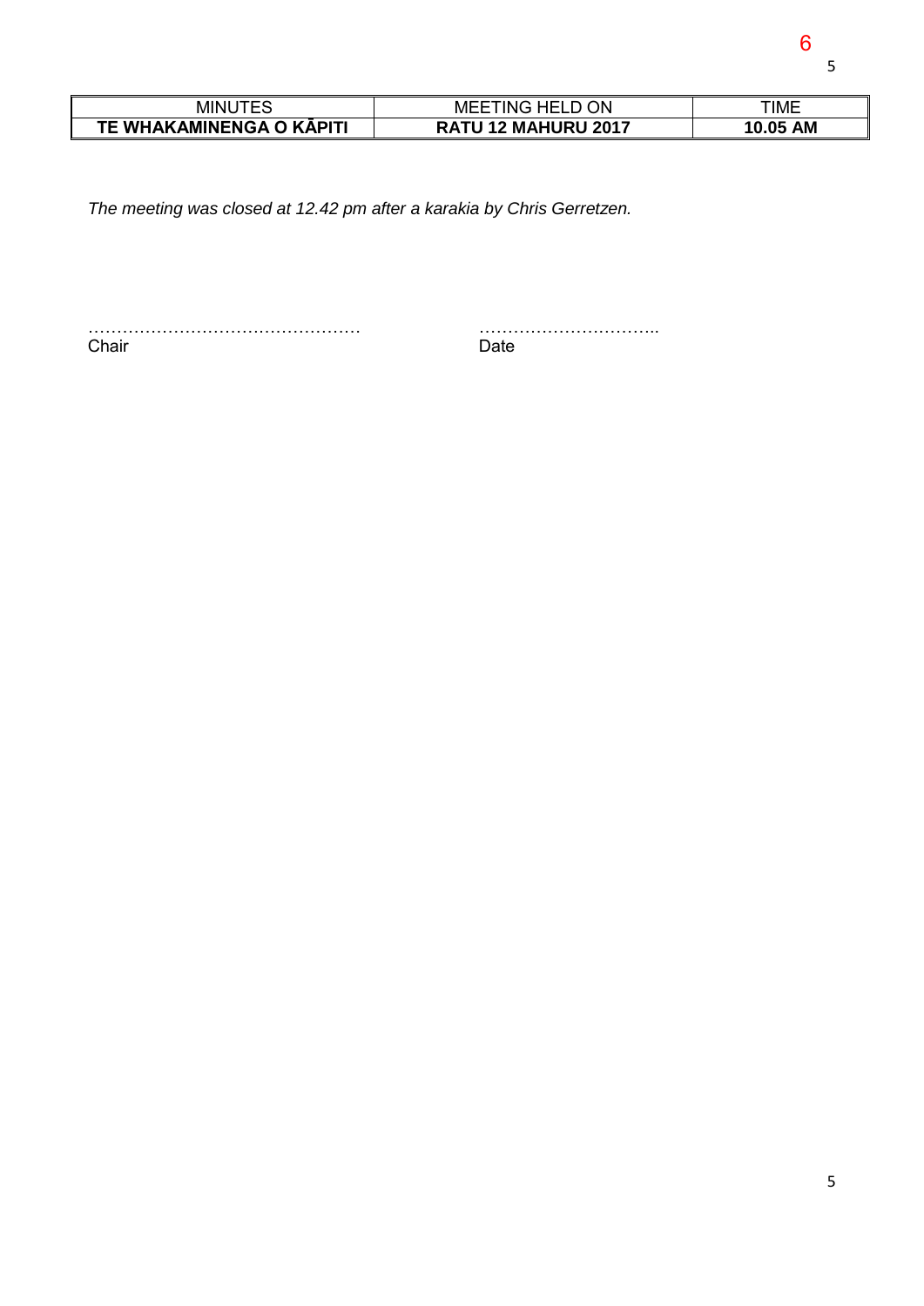| MINUTES | MEETING HELD ON | TIME |
| --- | --- | --- |
| **TE WHAKAMINENGA O KĀPITI** | **RATU 12 MAHURU 2017** | **10.05 AM** |

*The meeting was closed at 12.42 pm after a karakia by Chris Gerretzen.*

………………………………………… ………………………….. 
Chair Date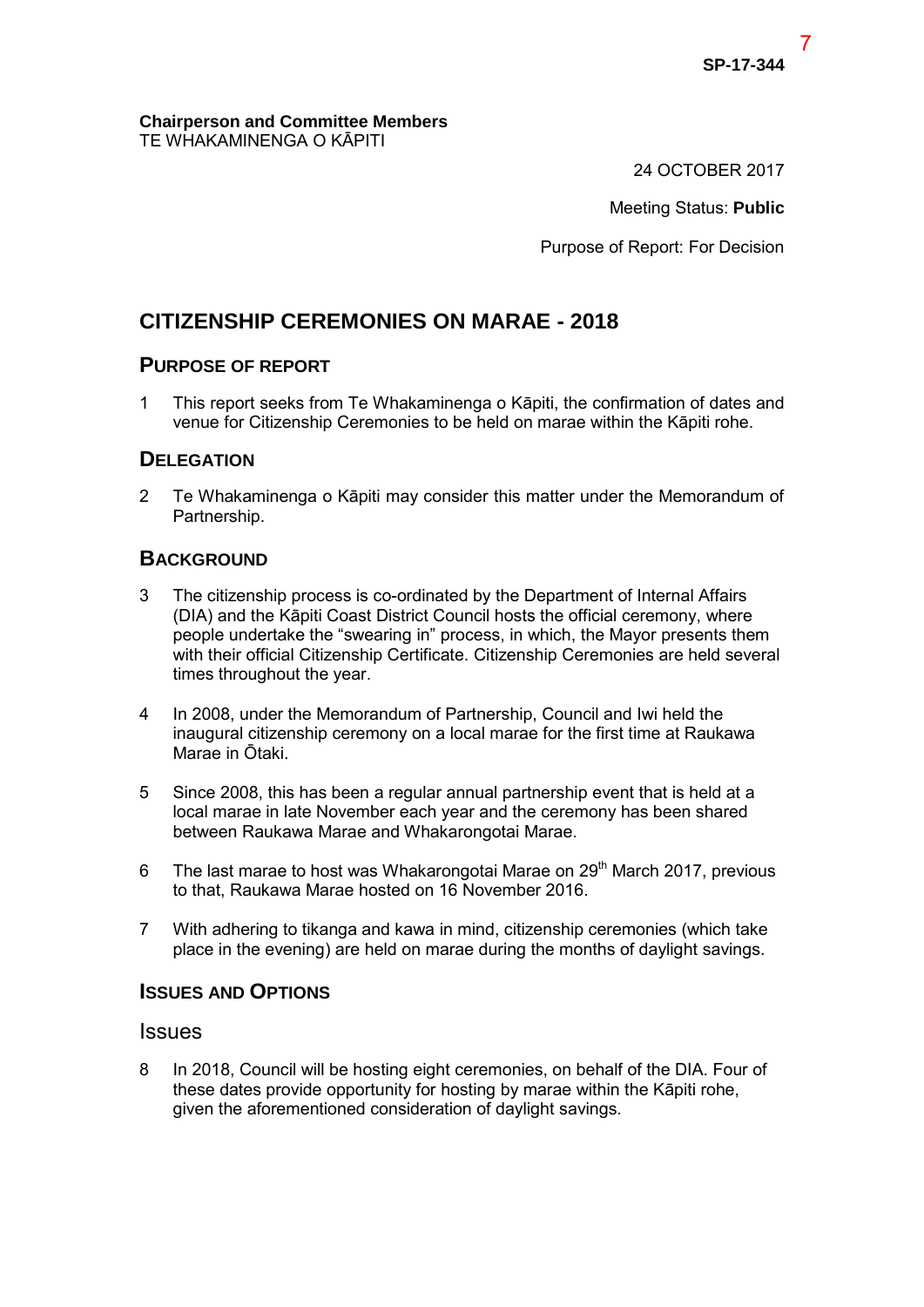SP-17-344

**Chairperson and Committee Members**
TE WHAKAMINENGA O KĀPITI

24 OCTOBER 2017

Meeting Status: **Public**

Purpose of Report: For Decision

# CITIZENSHIP CEREMONIES ON MARAE - 2018

## PURPOSE OF REPORT

1 This report seeks from Te Whakaminenga o Kāpiti, the confirmation of dates and venue for Citizenship Ceremonies to be held on marae within the Kāpiti rohe.

## DELEGATION

2 Te Whakaminenga o Kāpiti may consider this matter under the Memorandum of Partnership.

## BACKGROUND

3 The citizenship process is co-ordinated by the Department of Internal Affairs (DIA) and the Kāpiti Coast District Council hosts the official ceremony, where people undertake the "swearing in" process, in which, the Mayor presents them with their official Citizenship Certificate. Citizenship Ceremonies are held several times throughout the year.

4 In 2008, under the Memorandum of Partnership, Council and Iwi held the inaugural citizenship ceremony on a local marae for the first time at Raukawa Marae in Ōtaki.

5 Since 2008, this has been a regular annual partnership event that is held at a local marae in late November each year and the ceremony has been shared between Raukawa Marae and Whakarongotai Marae.

6 The last marae to host was Whakarongotai Marae on 29th March 2017, previous to that, Raukawa Marae hosted on 16 November 2016.

7 With adhering to tikanga and kawa in mind, citizenship ceremonies (which take place in the evening) are held on marae during the months of daylight savings.

## ISSUES AND OPTIONS

### Issues

8 In 2018, Council will be hosting eight ceremonies, on behalf of the DIA. Four of these dates provide opportunity for hosting by marae within the Kāpiti rohe, given the aforementioned consideration of daylight savings.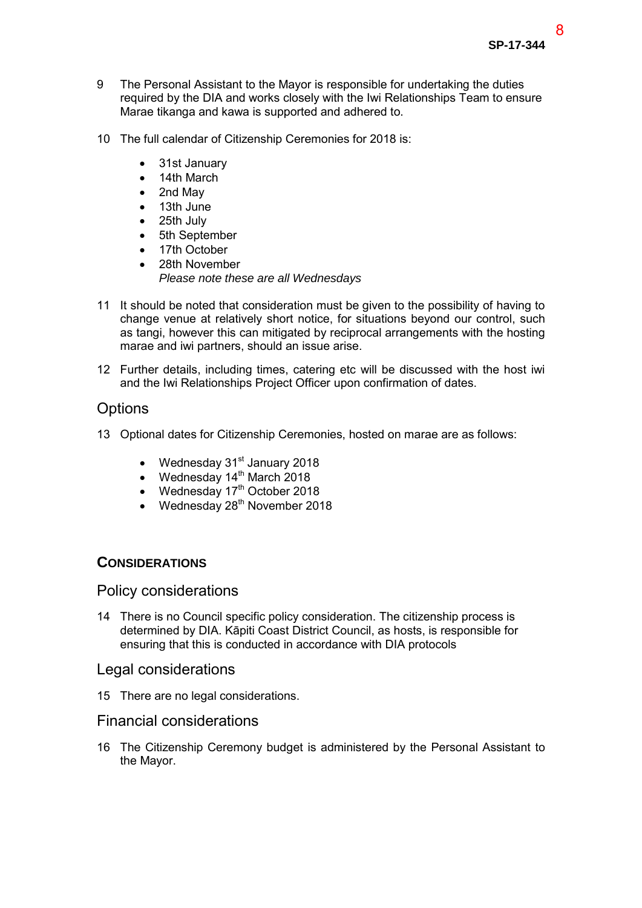9 The Personal Assistant to the Mayor is responsible for undertaking the duties required by the DIA and works closely with the Iwi Relationships Team to ensure Marae tikanga and kawa is supported and adhered to.

10 The full calendar of Citizenship Ceremonies for 2018 is:

- 31st January
- 14th March
- 2nd May
- 13th June
- 25th July
- 5th September
- 17th October
- 28th November
  *Please note these are all Wednesdays*

11 It should be noted that consideration must be given to the possibility of having to change venue at relatively short notice, for situations beyond our control, such as tangi, however this can mitigated by reciprocal arrangements with the hosting marae and iwi partners, should an issue arise.

12 Further details, including times, catering etc will be discussed with the host iwi and the Iwi Relationships Project Officer upon confirmation of dates.

## Options

13 Optional dates for Citizenship Ceremonies, hosted on marae are as follows:

- Wednesday 31st January 2018
- Wednesday 14th March 2018
- Wednesday 17th October 2018
- Wednesday 28th November 2018

## CONSIDERATIONS

### Policy considerations

14 There is no Council specific policy consideration. The citizenship process is determined by DIA. Kāpiti Coast District Council, as hosts, is responsible for ensuring that this is conducted in accordance with DIA protocols

### Legal considerations

15 There are no legal considerations.

### Financial considerations

16 The Citizenship Ceremony budget is administered by the Personal Assistant to the Mayor.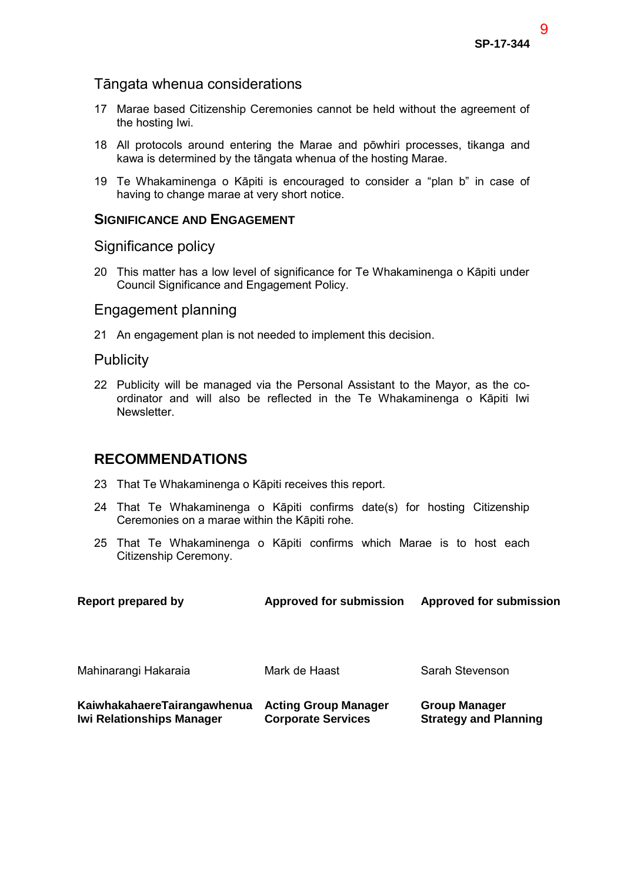### Tāngata whenua considerations

17 Marae based Citizenship Ceremonies cannot be held without the agreement of the hosting Iwi.

18 All protocols around entering the Marae and pōwhiri processes, tikanga and kawa is determined by the tāngata whenua of the hosting Marae.

19 Te Whakaminenga o Kāpiti is encouraged to consider a "plan b" in case of having to change marae at very short notice.

## SIGNIFICANCE AND ENGAGEMENT

### Significance policy

20 This matter has a low level of significance for Te Whakaminenga o Kāpiti under Council Significance and Engagement Policy.

### Engagement planning

21 An engagement plan is not needed to implement this decision.

### Publicity

22 Publicity will be managed via the Personal Assistant to the Mayor, as the co-ordinator and will also be reflected in the Te Whakaminenga o Kāpiti Iwi Newsletter.

## RECOMMENDATIONS

23 That Te Whakaminenga o Kāpiti receives this report.

24 That Te Whakaminenga o Kāpiti confirms date(s) for hosting Citizenship Ceremonies on a marae within the Kāpiti rohe.

25 That Te Whakaminenga o Kāpiti confirms which Marae is to host each Citizenship Ceremony.

| **Report prepared by** | **Approved for submission** | **Approved for submission** |
|---|---|---|
| Mahinarangi Hakaraia | Mark de Haast | Sarah Stevenson |
| **KaiwhakahaereTairangawhenua Iwi Relationships Manager** | **Acting Group Manager Corporate Services** | **Group Manager Strategy and Planning** |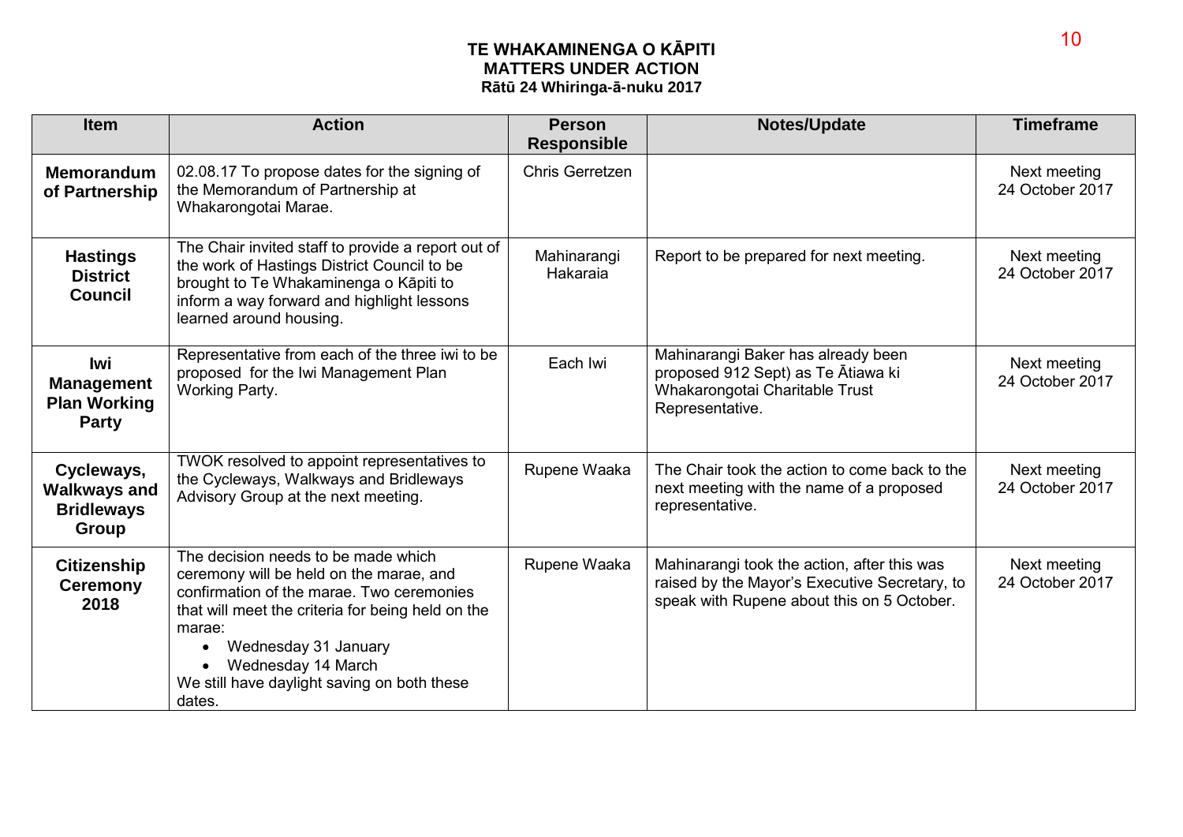# TE WHAKAMINENGA O KĀPITI
## MATTERS UNDER ACTION
### Rātū 24 Whiringa-ā-nuku 2017

| Item | Action | Person Responsible | Notes/Update | Timeframe |
|---|---|---|---|---|
| **Memorandum of Partnership** | 02.08.17 To propose dates for the signing of the Memorandum of Partnership at Whakarongotai Marae. | Chris Gerretzen | | Next meeting 24 October 2017 |
| **Hastings District Council** | The Chair invited staff to provide a report out of the work of Hastings District Council to be brought to Te Whakaminenga o Kāpiti to inform a way forward and highlight lessons learned around housing. | Mahinarangi Hakaraia | Report to be prepared for next meeting. | Next meeting 24 October 2017 |
| **Iwi Management Plan Working Party** | Representative from each of the three iwi to be proposed for the Iwi Management Plan Working Party. | Each Iwi | Mahinarangi Baker has already been proposed 912 Sept) as Te Ātiawa ki Whakarongotai Charitable Trust Representative. | Next meeting 24 October 2017 |
| **Cycleways, Walkways and Bridleways Group** | TWOK resolved to appoint representatives to the Cycleways, Walkways and Bridleways Advisory Group at the next meeting. | Rupene Waaka | The Chair took the action to come back to the next meeting with the name of a proposed representative. | Next meeting 24 October 2017 |
| **Citizenship Ceremony 2018** | The decision needs to be made which ceremony will be held on the marae, and confirmation of the marae. Two ceremonies that will meet the criteria for being held on the marae:<br>• Wednesday 31 January<br>• Wednesday 14 March<br>We still have daylight saving on both these dates. | Rupene Waaka | Mahinarangi took the action, after this was raised by the Mayor's Executive Secretary, to speak with Rupene about this on 5 October. | Next meeting 24 October 2017 |